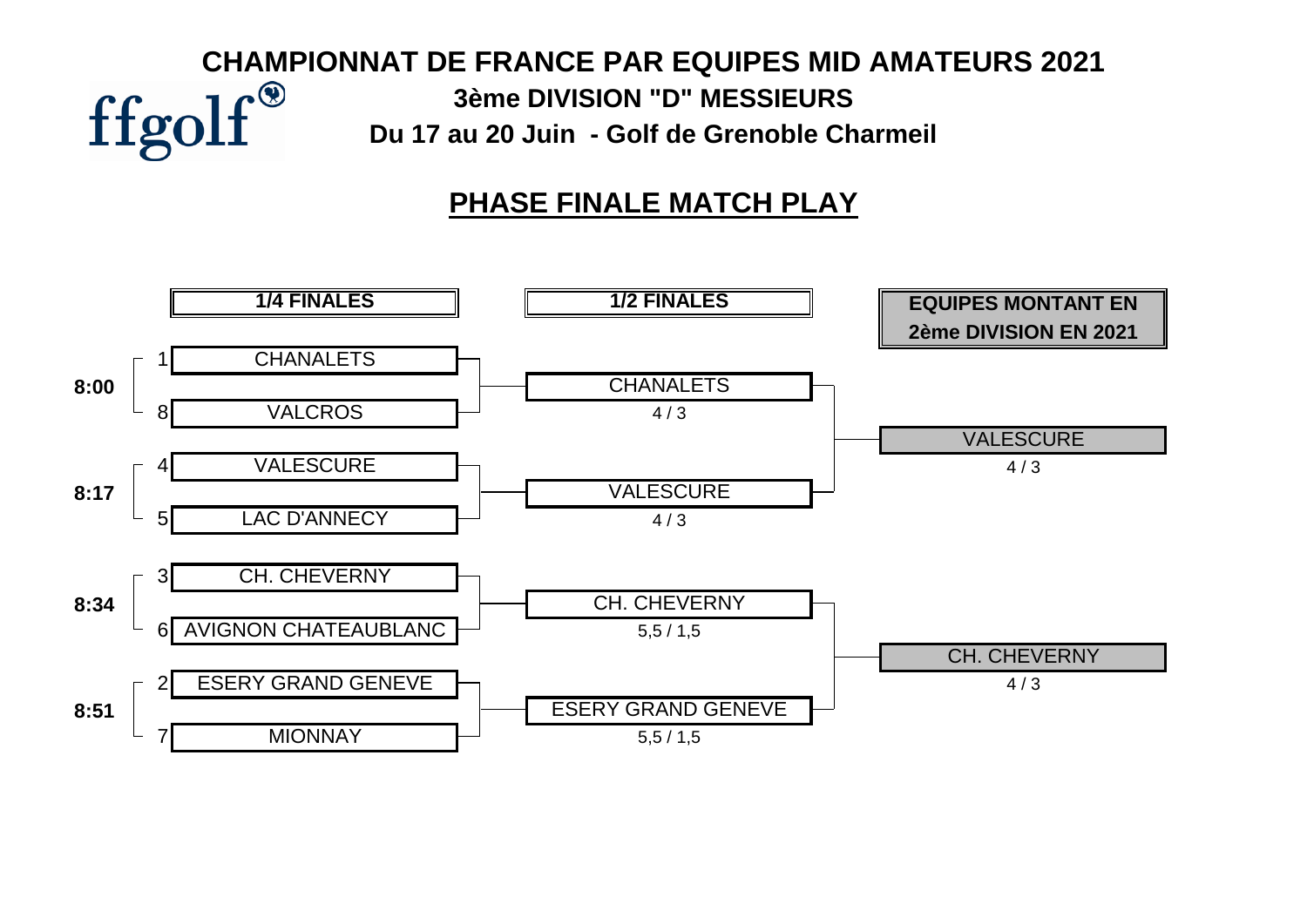# CHAMPIONNAT DE FRANCE PAR EQUIPES MID AMATEURS 2021

## 3ème DIVISION "D" MESSIEURS

**Du 17 au 20 Juin - Golf de Grenoble Charmeil**

## PHASE FINALE MATCH PLAY

| Heure | 1/4 FINALES | 1/2 FINALES | EQUIPES MONTANT EN 2ème DIVISION EN 2021 |
|---|---|---|---|
| 8:00 | 1 CHANALETS | | |
| | 8 VALCROS | CHANALETS 4 / 3 | |
| 8:17 | 4 VALESCURE | | VALESCURE 4 / 3 |
| | 5 LAC D'ANNECY | VALESCURE 4 / 3 | |
| 8:34 | 3 CH. CHEVERNY | | |
| | 6 AVIGNON CHATEAUBLANC | CH. CHEVERNY 5,5 / 1,5 | |
| 8:51 | 2 ESERY GRAND GENEVE | | CH. CHEVERNY 4 / 3 |
| | 7 MIONNAY | ESERY GRAND GENEVE 5,5 / 1,5 | |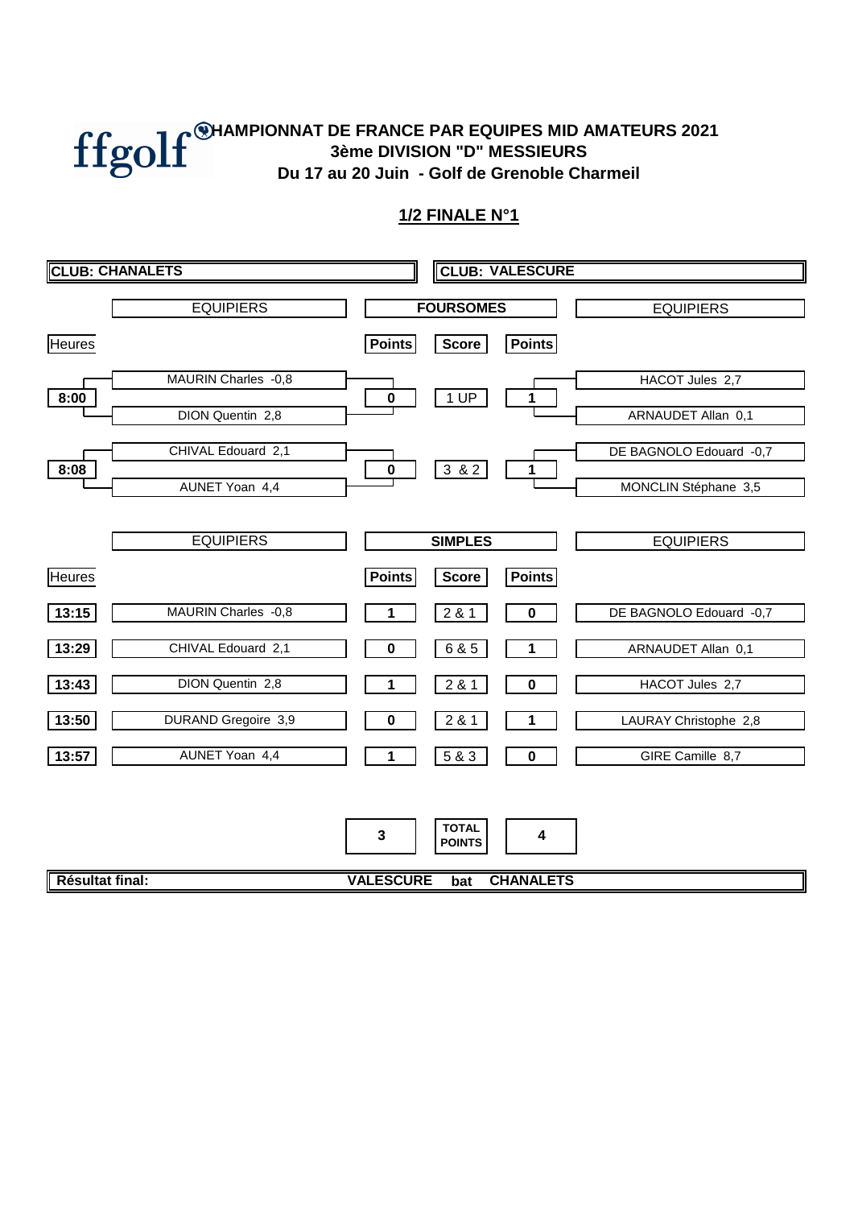ffgolf

# CHAMPIONNAT DE FRANCE PAR EQUIPES MID AMATEURS 2021
## 3ème DIVISION "D" MESSIEURS
## Du 17 au 20 Juin - Golf de Grenoble Charmeil

### 1/2 FINALE N°1

| CLUB: CHANALETS | | | | | CLUB: VALESCURE |
|---|---|---|---|---|---|
| | EQUIPIERS | | FOURSOMES | | EQUIPIERS |
| Heures | | Points | Score | Points | |
| 8:00 | MAURIN Charles -0,8 / DION Quentin 2,8 | 0 | 1 UP | 1 | HACOT Jules 2,7 / ARNAUDET Allan 0,1 |
| 8:08 | CHIVAL Edouard 2,1 / AUNET Yoan 4,4 | 0 | 3 & 2 | 1 | DE BAGNOLO Edouard -0,7 / MONCLIN Stéphane 3,5 |

| | EQUIPIERS | | SIMPLES | | EQUIPIERS |
|---|---|---|---|---|---|
| Heures | | Points | Score | Points | |
| 13:15 | MAURIN Charles -0,8 | 1 | 2 & 1 | 0 | DE BAGNOLO Edouard -0,7 |
| 13:29 | CHIVAL Edouard 2,1 | 0 | 6 & 5 | 1 | ARNAUDET Allan 0,1 |
| 13:43 | DION Quentin 2,8 | 1 | 2 & 1 | 0 | HACOT Jules 2,7 |
| 13:50 | DURAND Gregoire 3,9 | 0 | 2 & 1 | 1 | LAURAY Christophe 2,8 |
| 13:57 | AUNET Yoan 4,4 | 1 | 5 & 3 | 0 | GIRE Camille 8,7 |

| 3 | TOTAL POINTS | 4 |
|---|---|---|

**Résultat final:** **VALESCURE** bat **CHANALETS**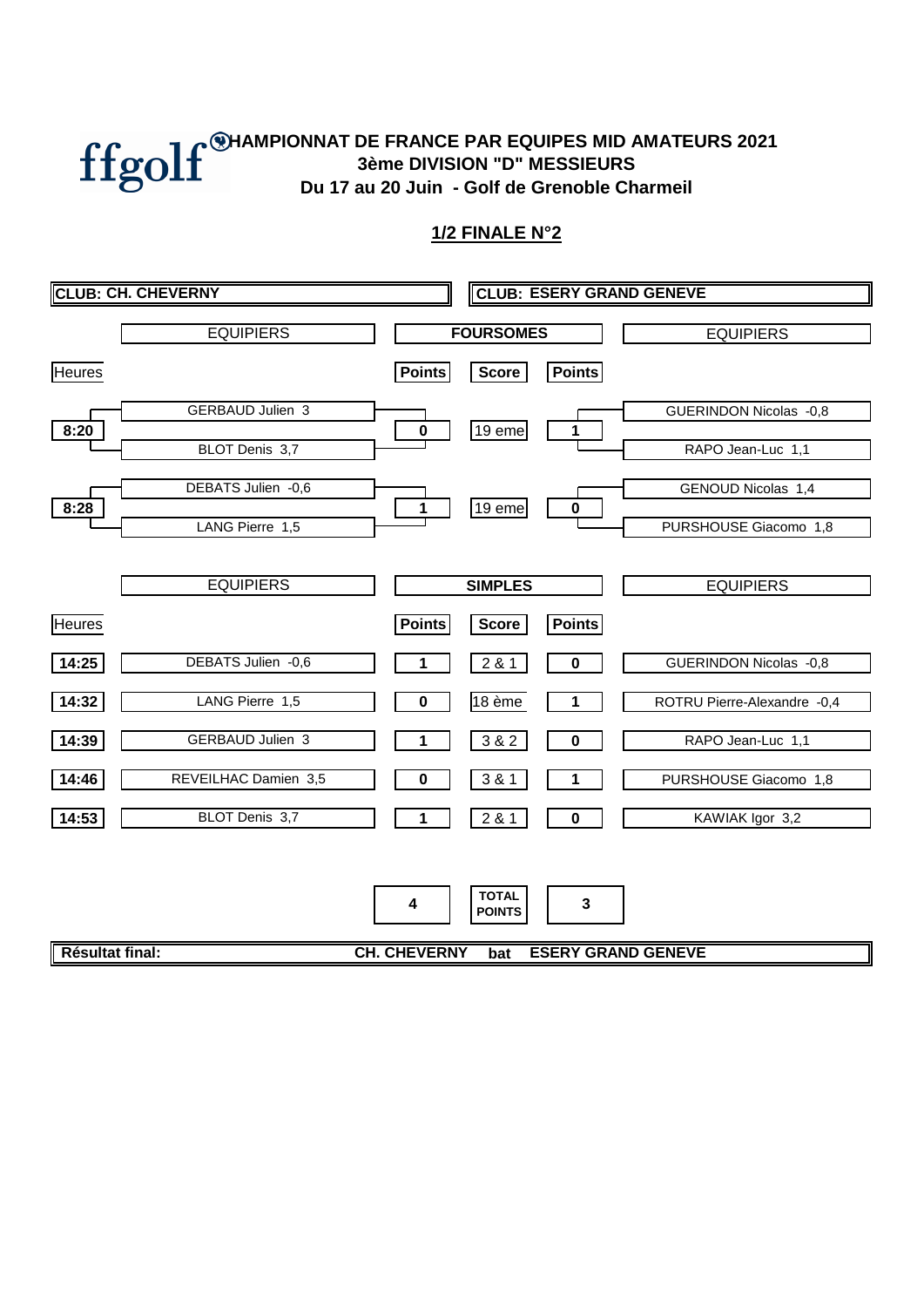# CHAMPIONNAT DE FRANCE PAR EQUIPES MID AMATEURS 2021

## 3ème DIVISION "D" MESSIEURS

### Du 17 au 20 Juin - Golf de Grenoble Charmeil

### 1/2 FINALE N°2

**CLUB: CH. CHEVERNY** — **CLUB: ESERY GRAND GENEVE**

| Heures | EQUIPIERS | Points | FOURSOMES Score | Points | EQUIPIERS |
|---|---|---|---|---|---|
| 8:20 | GERBAUD Julien 3 / BLOT Denis 3,7 | 0 | 19 eme | 1 | GUERINDON Nicolas -0,8 / RAPO Jean-Luc 1,1 |
| 8:28 | DEBATS Julien -0,6 / LANG Pierre 1,5 | 1 | 19 eme | 0 | GENOUD Nicolas 1,4 / PURSHOUSE Giacomo 1,8 |

| Heures | EQUIPIERS | Points | SIMPLES Score | Points | EQUIPIERS |
|---|---|---|---|---|---|
| 14:25 | DEBATS Julien -0,6 | 1 | 2 & 1 | 0 | GUERINDON Nicolas -0,8 |
| 14:32 | LANG Pierre 1,5 | 0 | 18 ème | 1 | ROTRU Pierre-Alexandre -0,4 |
| 14:39 | GERBAUD Julien 3 | 1 | 3 & 2 | 0 | RAPO Jean-Luc 1,1 |
| 14:46 | REVEILHAC Damien 3,5 | 0 | 3 & 1 | 1 | PURSHOUSE Giacomo 1,8 |
| 14:53 | BLOT Denis 3,7 | 1 | 2 & 1 | 0 | KAWIAK Igor 3,2 |

| | TOTAL POINTS | |
|---|---|---|
| 4 | | 3 |

**Résultat final:** **CH. CHEVERNY** **bat** **ESERY GRAND GENEVE**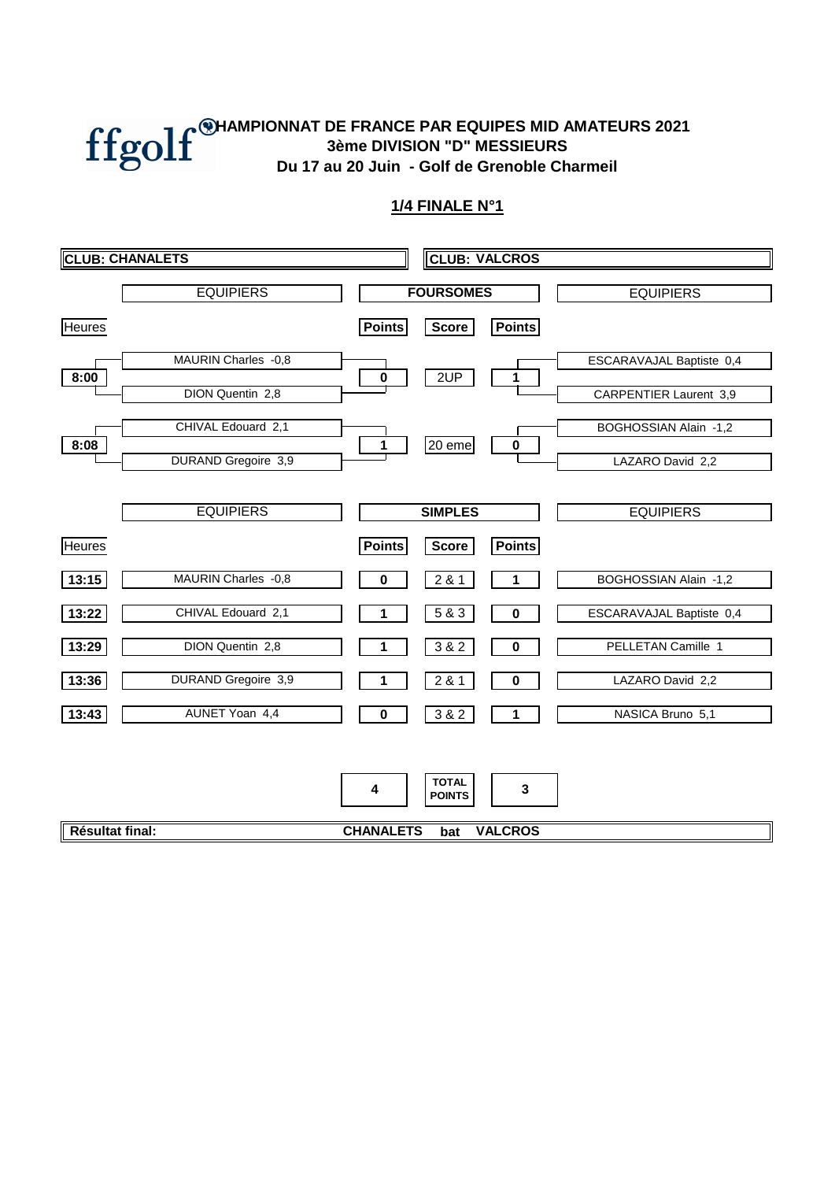# CHAMPIONNAT DE FRANCE PAR EQUIPES MID AMATEURS 2021
## 3ème DIVISION "D" MESSIEURS
### Du 17 au 20 Juin - Golf de Grenoble Charmeil

**1/4 FINALE N°1**

| CLUB: CHANALETS | | | | | CLUB: VALCROS |
|---|---|---|---|---|---|
| | **EQUIPIERS** | | **FOURSOMES** | | **EQUIPIERS** |
| **Heures** | | **Points** | **Score** | **Points** | |
| 8:00 | MAURIN Charles -0,8 / DION Quentin 2,8 | 0 | 2UP | 1 | ESCARAVAJAL Baptiste 0,4 / CARPENTIER Laurent 3,9 |
| 8:08 | CHIVAL Edouard 2,1 / DURAND Gregoire 3,9 | 1 | 20 eme | 0 | BOGHOSSIAN Alain -1,2 / LAZARO David 2,2 |
| | **EQUIPIERS** | | **SIMPLES** | | **EQUIPIERS** |
| **Heures** | | **Points** | **Score** | **Points** | |
| 13:15 | MAURIN Charles -0,8 | 0 | 2 & 1 | 1 | BOGHOSSIAN Alain -1,2 |
| 13:22 | CHIVAL Edouard 2,1 | 1 | 5 & 3 | 0 | ESCARAVAJAL Baptiste 0,4 |
| 13:29 | DION Quentin 2,8 | 1 | 3 & 2 | 0 | PELLETAN Camille 1 |
| 13:36 | DURAND Gregoire 3,9 | 1 | 2 & 1 | 0 | LAZARO David 2,2 |
| 13:43 | AUNET Yoan 4,4 | 0 | 3 & 2 | 1 | NASICA Bruno 5,1 |
| | | **4** | **TOTAL POINTS** | **3** | |

**Résultat final:** **CHANALETS** **bat** **VALCROS**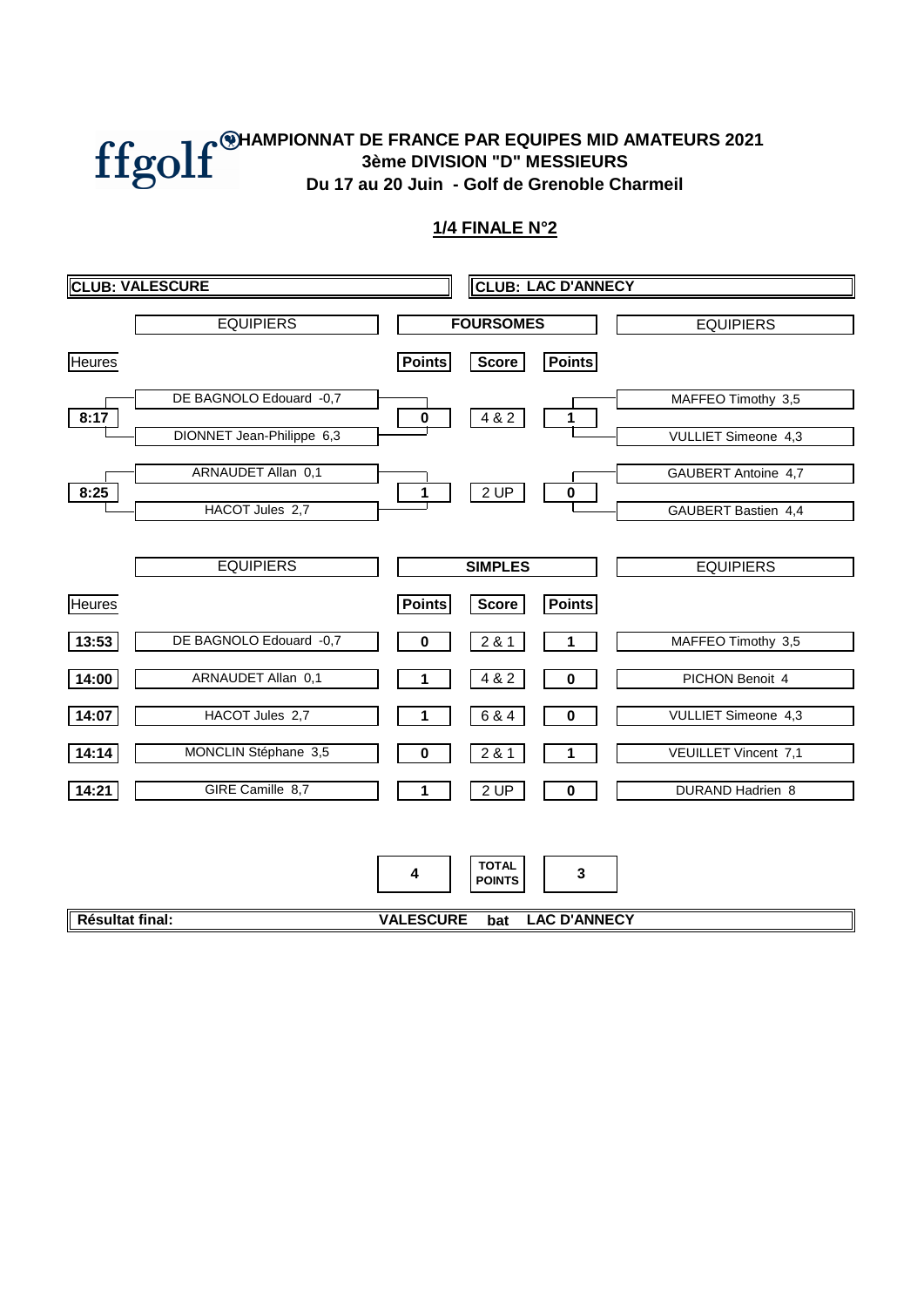# CHAMPIONNAT DE FRANCE PAR EQUIPES MID AMATEURS 2021

## 3ème DIVISION "D" MESSIEURS

### Du 17 au 20 Juin - Golf de Grenoble Charmeil

## 1/4 FINALE N°2

**CLUB: VALESCURE** | **CLUB: LAC D'ANNECY**

### FOURSOMES

| Heures | EQUIPIERS | Points | Score | Points | EQUIPIERS |
|---|---|---|---|---|---|
| 8:17 | DE BAGNOLO Edouard -0,7 / DIONNET Jean-Philippe 6,3 | 0 | 4 & 2 | 1 | MAFFEO Timothy 3,5 / VULLIET Simeone 4,3 |
| 8:25 | ARNAUDET Allan 0,1 / HACOT Jules 2,7 | 1 | 2 UP | 0 | GAUBERT Antoine 4,7 / GAUBERT Bastien 4,4 |

### SIMPLES

| Heures | EQUIPIERS | Points | Score | Points | EQUIPIERS |
|---|---|---|---|---|---|
| 13:53 | DE BAGNOLO Edouard -0,7 | 0 | 2 & 1 | 1 | MAFFEO Timothy 3,5 |
| 14:00 | ARNAUDET Allan 0,1 | 1 | 4 & 2 | 0 | PICHON Benoit 4 |
| 14:07 | HACOT Jules 2,7 | 1 | 6 & 4 | 0 | VULLIET Simeone 4,3 |
| 14:14 | MONCLIN Stéphane 3,5 | 0 | 2 & 1 | 1 | VEUILLET Vincent 7,1 |
| 14:21 | GIRE Camille 8,7 | 1 | 2 UP | 0 | DURAND Hadrien 8 |

| | TOTAL POINTS | |
|---|---|---|
| 4 | | 3 |

**Résultat final:** **VALESCURE bat LAC D'ANNECY**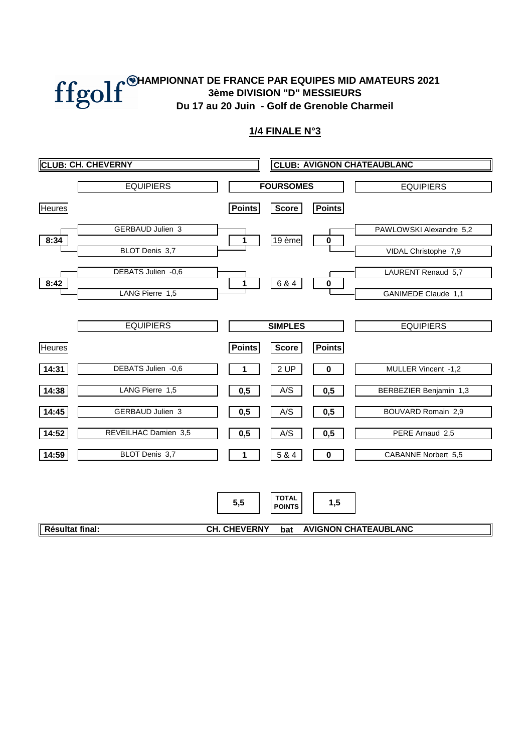ffgolf

# CHAMPIONNAT DE FRANCE PAR EQUIPES MID AMATEURS 2021

## 3ème DIVISION "D" MESSIEURS

### Du 17 au 20 Juin - Golf de Grenoble Charmeil

**1/4 FINALE N°3**

| CLUB: CH. CHEVERNY | | | | | CLUB: AVIGNON CHATEAUBLANC |
|---|---|---|---|---|---|
| | EQUIPIERS | FOURSOMES | | | EQUIPIERS |
| Heures | | Points | Score | Points | |
| 8:34 | GERBAUD Julien 3 / BLOT Denis 3,7 | 1 | 19 ème | 0 | PAWLOWSKI Alexandre 5,2 / VIDAL Christophe 7,9 |
| 8:42 | DEBATS Julien -0,6 / LANG Pierre 1,5 | 1 | 6 & 4 | 0 | LAURENT Renaud 5,7 / GANIMEDE Claude 1,1 |

| | EQUIPIERS | SIMPLES | | | EQUIPIERS |
|---|---|---|---|---|---|
| Heures | | Points | Score | Points | |
| 14:31 | DEBATS Julien -0,6 | 1 | 2 UP | 0 | MULLER Vincent -1,2 |
| 14:38 | LANG Pierre 1,5 | 0,5 | A/S | 0,5 | BERBEZIER Benjamin 1,3 |
| 14:45 | GERBAUD Julien 3 | 0,5 | A/S | 0,5 | BOUVARD Romain 2,9 |
| 14:52 | REVEILHAC Damien 3,5 | 0,5 | A/S | 0,5 | PERE Arnaud 2,5 |
| 14:59 | BLOT Denis 3,7 | 1 | 5 & 4 | 0 | CABANNE Norbert 5,5 |
| | | **5,5** | **TOTAL POINTS** | **1,5** | |

**Résultat final:** CH. CHEVERNY **bat** AVIGNON CHATEAUBLANC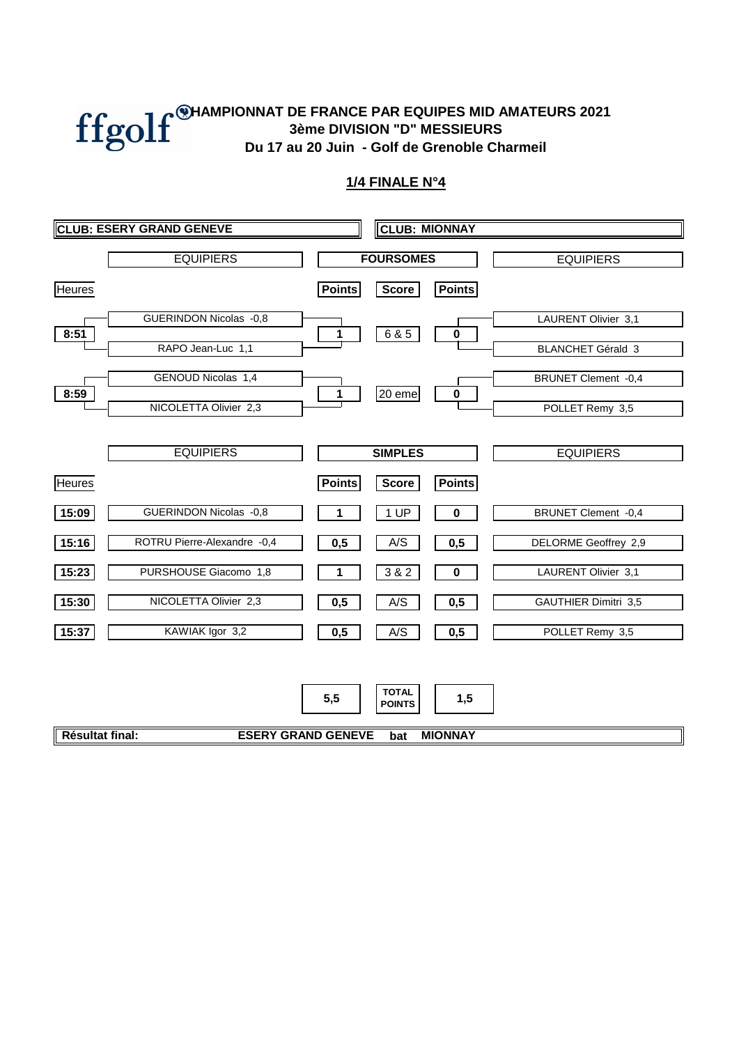# CHAMPIONNAT DE FRANCE PAR EQUIPES MID AMATEURS 2021

## 3ème DIVISION "D" MESSIEURS

### Du 17 au 20 Juin - Golf de Grenoble Charmeil

## 1/4 FINALE N°4

**CLUB: ESERY GRAND GENEVE** — **CLUB: MIONNAY**

| Heures | EQUIPIERS | Points | FOURSOMES Score | Points | EQUIPIERS |
|---|---|---|---|---|---|
| 8:51 | GUERINDON Nicolas -0,8<br>RAPO Jean-Luc 1,1 | 1 | 6 & 5 | 0 | LAURENT Olivier 3,1<br>BLANCHET Gérald 3 |
| 8:59 | GENOUD Nicolas 1,4<br>NICOLETTA Olivier 2,3 | 1 | 20 eme | 0 | BRUNET Clement -0,4<br>POLLET Remy 3,5 |

| Heures | EQUIPIERS | Points | SIMPLES Score | Points | EQUIPIERS |
|---|---|---|---|---|---|
| 15:09 | GUERINDON Nicolas -0,8 | 1 | 1 UP | 0 | BRUNET Clement -0,4 |
| 15:16 | ROTRU Pierre-Alexandre -0,4 | 0,5 | A/S | 0,5 | DELORME Geoffrey 2,9 |
| 15:23 | PURSHOUSE Giacomo 1,8 | 1 | 3 & 2 | 0 | LAURENT Olivier 3,1 |
| 15:30 | NICOLETTA Olivier 2,3 | 0,5 | A/S | 0,5 | GAUTHIER Dimitri 3,5 |
| 15:37 | KAWIAK Igor 3,2 | 0,5 | A/S | 0,5 | POLLET Remy 3,5 |

| | TOTAL POINTS | |
|---|---|---|
| 5,5 | | 1,5 |

**Résultat final:** ESERY GRAND GENEVE **bat** MIONNAY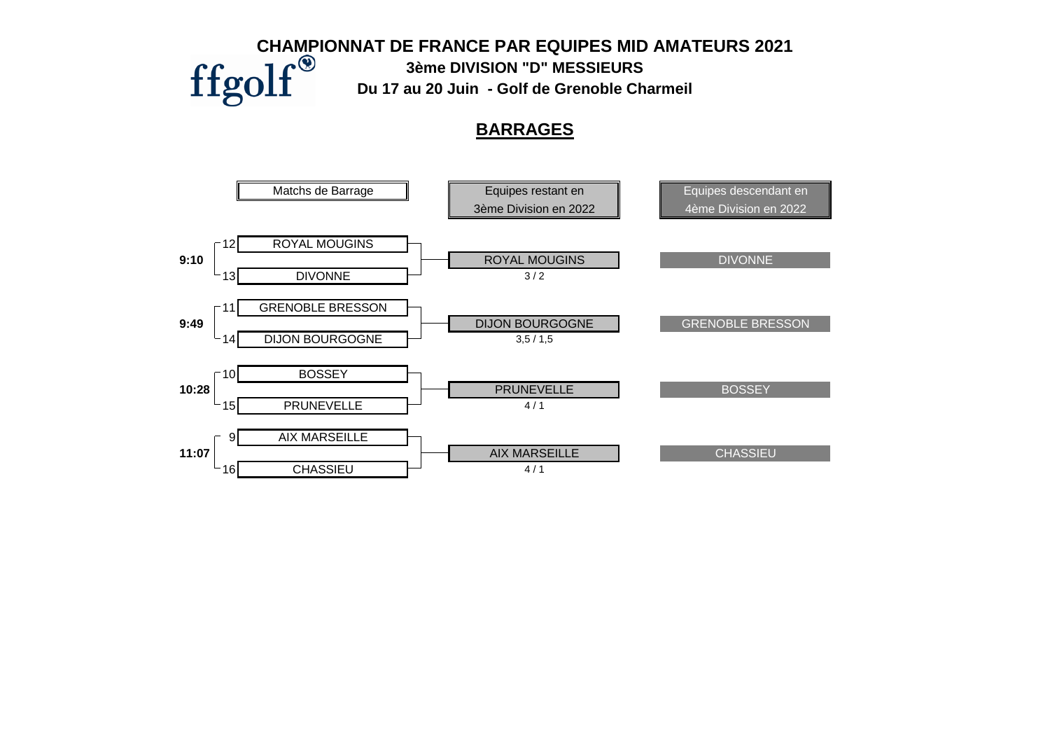# CHAMPIONNAT DE FRANCE PAR EQUIPES MID AMATEURS 2021

**3ème DIVISION "D" MESSIEURS**

**Du 17 au 20 Juin - Golf de Grenoble Charmeil**

## BARRAGES

| Heure | Matchs de Barrage | Equipes restant en 3ème Division en 2022 | Score | Equipes descendant en 4ème Division en 2022 |
|---|---|---|---|---|
| 9:10 | 12 ROYAL MOUGINS / 13 DIVONNE | ROYAL MOUGINS | 3 / 2 | DIVONNE |
| 9:49 | 11 GRENOBLE BRESSON / 14 DIJON BOURGOGNE | DIJON BOURGOGNE | 3,5 / 1,5 | GRENOBLE BRESSON |
| 10:28 | 10 BOSSEY / 15 PRUNEVELLE | PRUNEVELLE | 4 / 1 | BOSSEY |
| 11:07 | 9 AIX MARSEILLE / 16 CHASSIEU | AIX MARSEILLE | 4 / 1 | CHASSIEU |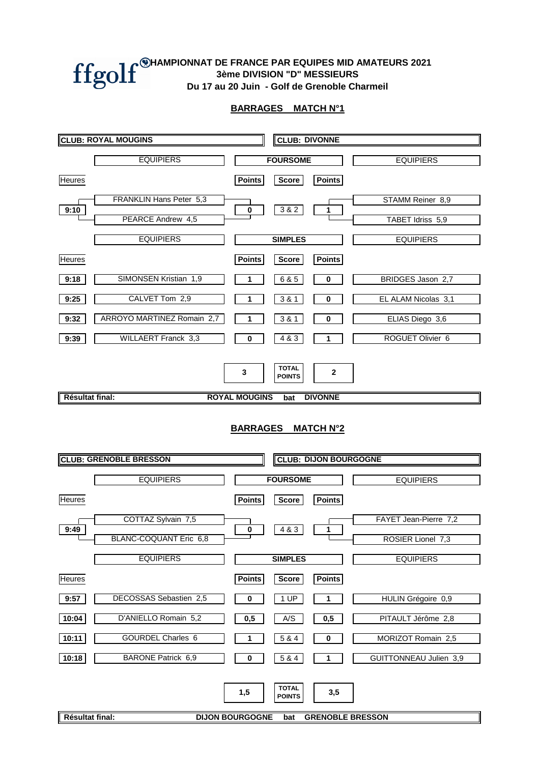ffgolf **CHAMPIONNAT DE FRANCE PAR EQUIPES MID AMATEURS 2021**

**3ème DIVISION "D" MESSIEURS**

**Du 17 au 20 Juin - Golf de Grenoble Charmeil**

## BARRAGES MATCH N°1

**CLUB: ROYAL MOUGINS** — **CLUB: DIVONNE**

**FOURSOME**

| Heures | EQUIPIERS | Points | Score | Points | EQUIPIERS |
|---|---|---|---|---|---|
| 9:10 | FRANKLIN Hans Peter 5,3 / PEARCE Andrew 4,5 | 0 | 3 & 2 | 1 | STAMM Reiner 8,9 / TABET Idriss 5,9 |

**SIMPLES**

| Heures | EQUIPIERS | Points | Score | Points | EQUIPIERS |
|---|---|---|---|---|---|
| 9:18 | SIMONSEN Kristian 1,9 | 1 | 6 & 5 | 0 | BRIDGES Jason 2,7 |
| 9:25 | CALVET Tom 2,9 | 1 | 3 & 1 | 0 | EL ALAM Nicolas 3,1 |
| 9:32 | ARROYO MARTINEZ Romain 2,7 | 1 | 3 & 1 | 0 | ELIAS Diego 3,6 |
| 9:39 | WILLAERT Franck 3,3 | 0 | 4 & 3 | 1 | ROGUET Olivier 6 |
| | | **3** | **TOTAL POINTS** | **2** | |

**Résultat final:** ROYAL MOUGINS bat DIVONNE

## BARRAGES MATCH N°2

**CLUB: GRENOBLE BRESSON** — **CLUB: DIJON BOURGOGNE**

**FOURSOME**

| Heures | EQUIPIERS | Points | Score | Points | EQUIPIERS |
|---|---|---|---|---|---|
| 9:49 | COTTAZ Sylvain 7,5 / BLANC-COQUANT Eric 6,8 | 0 | 4 & 3 | 1 | FAYET Jean-Pierre 7,2 / ROSIER Lionel 7,3 |

**SIMPLES**

| Heures | EQUIPIERS | Points | Score | Points | EQUIPIERS |
|---|---|---|---|---|---|
| 9:57 | DECOSSAS Sebastien 2,5 | 0 | 1 UP | 1 | HULIN Grégoire 0,9 |
| 10:04 | D'ANIELLO Romain 5,2 | 0,5 | A/S | 0,5 | PITAULT Jérôme 2,8 |
| 10:11 | GOURDEL Charles 6 | 1 | 5 & 4 | 0 | MORIZOT Romain 2,5 |
| 10:18 | BARONE Patrick 6,9 | 0 | 5 & 4 | 1 | GUITTONNEAU Julien 3,9 |
| | | **1,5** | **TOTAL POINTS** | **3,5** | |

**Résultat final:** DIJON BOURGOGNE bat GRENOBLE BRESSON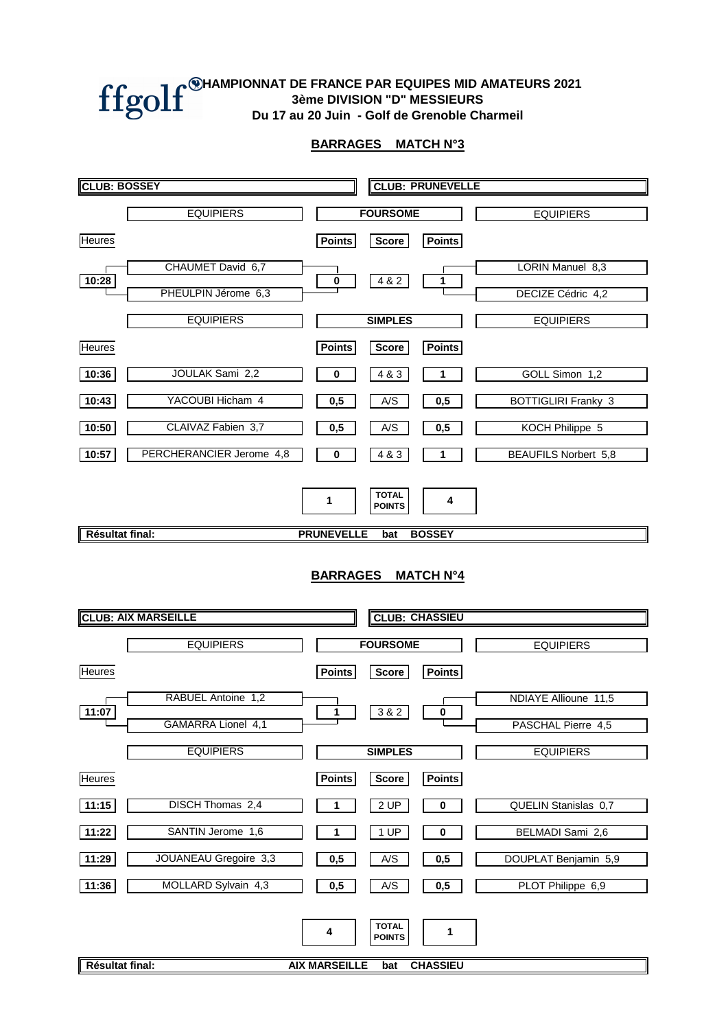# CHAMPIONNAT DE FRANCE PAR EQUIPES MID AMATEURS 2021

## 3ème DIVISION "D" MESSIEURS

### Du 17 au 20 Juin - Golf de Grenoble Charmeil

## BARRAGES MATCH N°3

| CLUB: BOSSEY | | | | | CLUB: PRUNEVELLE |
|---|---|---|---|---|---|
| | EQUIPIERS | | FOURSOME | | EQUIPIERS |
| Heures | | Points | Score | Points | |
| 10:28 | CHAUMET David 6,7 / PHEULPIN Jérome 6,3 | 0 | 4 & 2 | 1 | LORIN Manuel 8,3 / DECIZE Cédric 4,2 |
| | EQUIPIERS | | SIMPLES | | EQUIPIERS |
| Heures | | Points | Score | Points | |
| 10:36 | JOULAK Sami 2,2 | 0 | 4 & 3 | 1 | GOLL Simon 1,2 |
| 10:43 | YACOUBI Hicham 4 | 0,5 | A/S | 0,5 | BOTTIGLIRI Franky 3 |
| 10:50 | CLAIVAZ Fabien 3,7 | 0,5 | A/S | 0,5 | KOCH Philippe 5 |
| 10:57 | PERCHERANCIER Jerome 4,8 | 0 | 4 & 3 | 1 | BEAUFILS Norbert 5,8 |
| | | 1 | TOTAL POINTS | 4 | |

**Résultat final:** PRUNEVELLE bat BOSSEY

## BARRAGES MATCH N°4

| CLUB: AIX MARSEILLE | | | | | CLUB: CHASSIEU |
|---|---|---|---|---|---|
| | EQUIPIERS | | FOURSOME | | EQUIPIERS |
| Heures | | Points | Score | Points | |
| 11:07 | RABUEL Antoine 1,2 / GAMARRA Lionel 4,1 | 1 | 3 & 2 | 0 | NDIAYE Allioune 11,5 / PASCHAL Pierre 4,5 |
| | EQUIPIERS | | SIMPLES | | EQUIPIERS |
| Heures | | Points | Score | Points | |
| 11:15 | DISCH Thomas 2,4 | 1 | 2 UP | 0 | QUELIN Stanislas 0,7 |
| 11:22 | SANTIN Jerome 1,6 | 1 | 1 UP | 0 | BELMADI Sami 2,6 |
| 11:29 | JOUANEAU Gregoire 3,3 | 0,5 | A/S | 0,5 | DOUPLAT Benjamin 5,9 |
| 11:36 | MOLLARD Sylvain 4,3 | 0,5 | A/S | 0,5 | PLOT Philippe 6,9 |
| | | 4 | TOTAL POINTS | 1 | |

**Résultat final:** AIX MARSEILLE bat CHASSIEU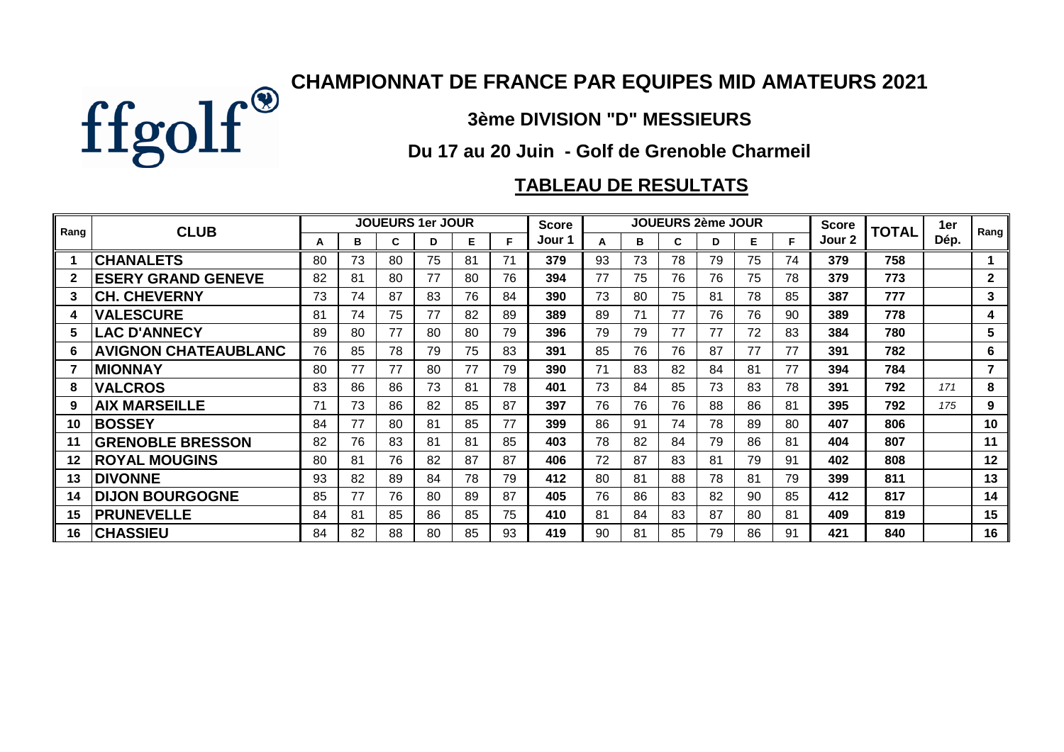ffgolf

# CHAMPIONNAT DE FRANCE PAR EQUIPES MID AMATEURS 2021

## 3ème DIVISION "D" MESSIEURS

### Du 17 au 20 Juin - Golf de Grenoble Charmeil

### TABLEAU DE RESULTATS

| Rang | CLUB | JOUEURS 1er JOUR | | | | | | Score | JOUEURS 2ème JOUR | | | | | | Score | TOTAL | 1er | Rang |
|---|---|---|---|---|---|---|---|---|---|---|---|---|---|---|---|---|---|---|
| | | A | B | C | D | E | F | Jour 1 | A | B | C | D | E | F | Jour 2 | | Dép. | |
| 1 | CHANALETS | 80 | 73 | 80 | 75 | 81 | 71 | 379 | 93 | 73 | 78 | 79 | 75 | 74 | 379 | 758 | | 1 |
| 2 | ESERY GRAND GENEVE | 82 | 81 | 80 | 77 | 80 | 76 | 394 | 77 | 75 | 76 | 76 | 75 | 78 | 379 | 773 | | 2 |
| 3 | CH. CHEVERNY | 73 | 74 | 87 | 83 | 76 | 84 | 390 | 73 | 80 | 75 | 81 | 78 | 85 | 387 | 777 | | 3 |
| 4 | VALESCURE | 81 | 74 | 75 | 77 | 82 | 89 | 389 | 89 | 71 | 77 | 76 | 76 | 90 | 389 | 778 | | 4 |
| 5 | LAC D'ANNECY | 89 | 80 | 77 | 80 | 80 | 79 | 396 | 79 | 79 | 77 | 77 | 72 | 83 | 384 | 780 | | 5 |
| 6 | AVIGNON CHATEAUBLANC | 76 | 85 | 78 | 79 | 75 | 83 | 391 | 85 | 76 | 76 | 87 | 77 | 77 | 391 | 782 | | 6 |
| 7 | MIONNAY | 80 | 77 | 77 | 80 | 77 | 79 | 390 | 71 | 83 | 82 | 84 | 81 | 77 | 394 | 784 | | 7 |
| 8 | VALCROS | 83 | 86 | 86 | 73 | 81 | 78 | 401 | 73 | 84 | 85 | 73 | 83 | 78 | 391 | 792 | *171* | 8 |
| 9 | AIX MARSEILLE | 71 | 73 | 86 | 82 | 85 | 87 | 397 | 76 | 76 | 76 | 88 | 86 | 81 | 395 | 792 | *175* | 9 |
| 10 | BOSSEY | 84 | 77 | 80 | 81 | 85 | 77 | 399 | 86 | 91 | 74 | 78 | 89 | 80 | 407 | 806 | | 10 |
| 11 | GRENOBLE BRESSON | 82 | 76 | 83 | 81 | 81 | 85 | 403 | 78 | 82 | 84 | 79 | 86 | 81 | 404 | 807 | | 11 |
| 12 | ROYAL MOUGINS | 80 | 81 | 76 | 82 | 87 | 87 | 406 | 72 | 87 | 83 | 81 | 79 | 91 | 402 | 808 | | 12 |
| 13 | DIVONNE | 93 | 82 | 89 | 84 | 78 | 79 | 412 | 80 | 81 | 88 | 78 | 81 | 79 | 399 | 811 | | 13 |
| 14 | DIJON BOURGOGNE | 85 | 77 | 76 | 80 | 89 | 87 | 405 | 76 | 86 | 83 | 82 | 90 | 85 | 412 | 817 | | 14 |
| 15 | PRUNEVELLE | 84 | 81 | 85 | 86 | 85 | 75 | 410 | 81 | 84 | 83 | 87 | 80 | 81 | 409 | 819 | | 15 |
| 16 | CHASSIEU | 84 | 82 | 88 | 80 | 85 | 93 | 419 | 90 | 81 | 85 | 79 | 86 | 91 | 421 | 840 | | 16 |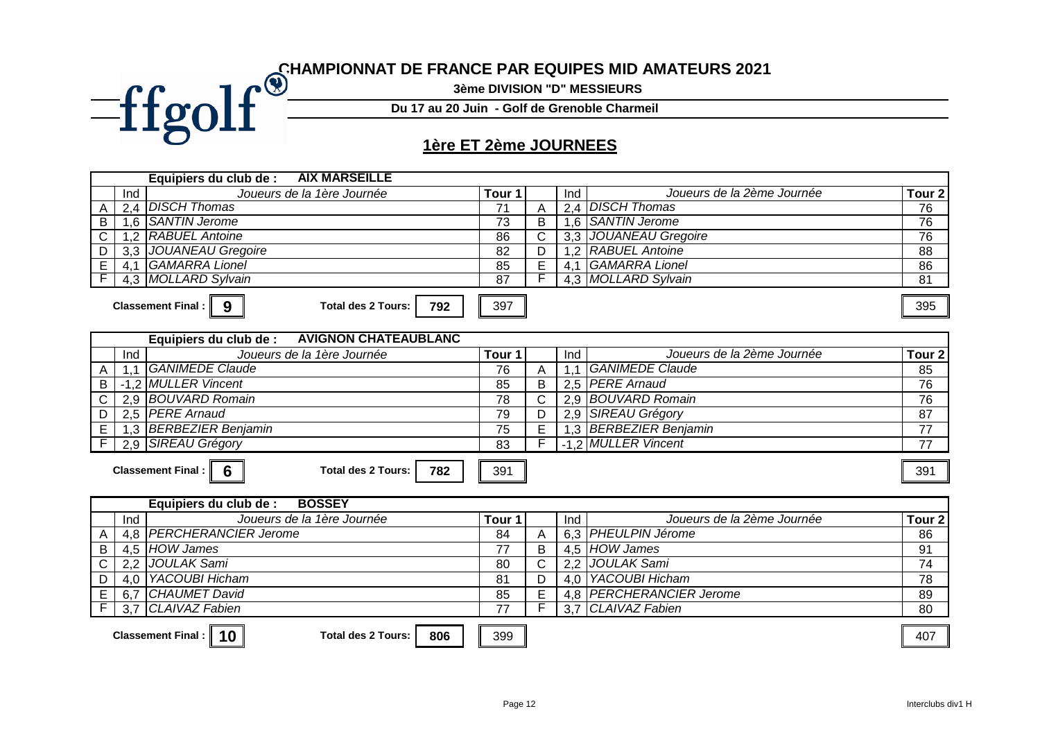# CHAMPIONNAT DE FRANCE PAR EQUIPES MID AMATEURS 2021

**3ème DIVISION "D" MESSIEURS**

**Du 17 au 20 Juin - Golf de Grenoble Charmeil**

## 1ère ET 2ème JOURNEES

**Equipiers du club de : AIX MARSEILLE**

| | Ind | Joueurs de la 1ère Journée | Tour 1 | | Ind | Joueurs de la 2ème Journée | Tour 2 |
|---|---|---|---|---|---|---|---|
| A | 2,4 | *DISCH Thomas* | 71 | A | 2,4 | *DISCH Thomas* | 76 |
| B | 1,6 | *SANTIN Jerome* | 73 | B | 1,6 | *SANTIN Jerome* | 76 |
| C | 1,2 | *RABUEL Antoine* | 86 | C | 3,3 | *JOUANEAU Gregoire* | 76 |
| D | 3,3 | *JOUANEAU Gregoire* | 82 | D | 1,2 | *RABUEL Antoine* | 88 |
| E | 4,1 | *GAMARRA Lionel* | 85 | E | 4,1 | *GAMARRA Lionel* | 86 |
| F | 4,3 | *MOLLARD Sylvain* | 87 | F | 4,3 | *MOLLARD Sylvain* | 81 |

**Classement Final : 9** **Total des 2 Tours: 792** 397 395

**Equipiers du club de : AVIGNON CHATEAUBLANC**

| | Ind | Joueurs de la 1ère Journée | Tour 1 | | Ind | Joueurs de la 2ème Journée | Tour 2 |
|---|---|---|---|---|---|---|---|
| A | 1,1 | *GANIMEDE Claude* | 76 | A | 1,1 | *GANIMEDE Claude* | 85 |
| B | -1,2 | *MULLER Vincent* | 85 | B | 2,5 | *PERE Arnaud* | 76 |
| C | 2,9 | *BOUVARD Romain* | 78 | C | 2,9 | *BOUVARD Romain* | 76 |
| D | 2,5 | *PERE Arnaud* | 79 | D | 2,9 | *SIREAU Grégory* | 87 |
| E | 1,3 | *BERBEZIER Benjamin* | 75 | E | 1,3 | *BERBEZIER Benjamin* | 77 |
| F | 2,9 | *SIREAU Grégory* | 83 | F | -1,2 | *MULLER Vincent* | 77 |

**Classement Final : 6** **Total des 2 Tours: 782** 391 391

**Equipiers du club de : BOSSEY**

| | Ind | Joueurs de la 1ère Journée | Tour 1 | | Ind | Joueurs de la 2ème Journée | Tour 2 |
|---|---|---|---|---|---|---|---|
| A | 4,8 | *PERCHERANCIER Jerome* | 84 | A | 6,3 | *PHEULPIN Jérome* | 86 |
| B | 4,5 | *HOW James* | 77 | B | 4,5 | *HOW James* | 91 |
| C | 2,2 | *JOULAK Sami* | 80 | C | 2,2 | *JOULAK Sami* | 74 |
| D | 4,0 | *YACOUBI Hicham* | 81 | D | 4,0 | *YACOUBI Hicham* | 78 |
| E | 6,7 | *CHAUMET David* | 85 | E | 4,8 | *PERCHERANCIER Jerome* | 89 |
| F | 3,7 | *CLAIVAZ Fabien* | 77 | F | 3,7 | *CLAIVAZ Fabien* | 80 |

**Classement Final : 10** **Total des 2 Tours: 806** 399 407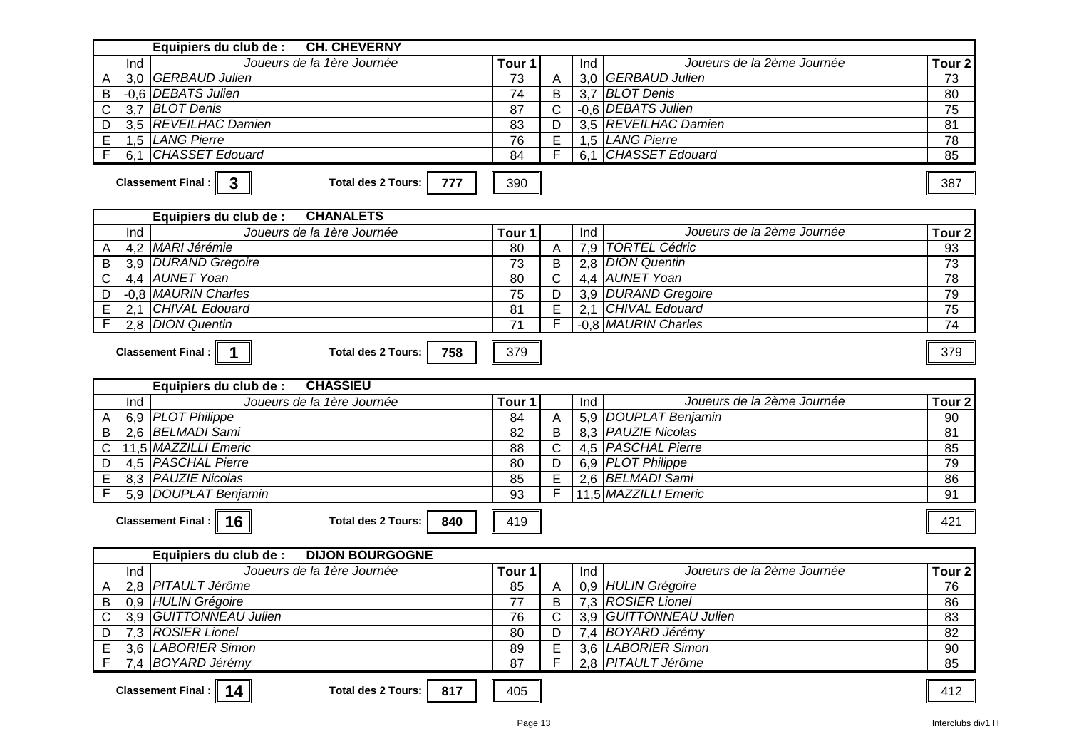**Equipiers du club de : CH. CHEVERNY**

| | Ind | Joueurs de la 1ère Journée | Tour 1 | | Ind | Joueurs de la 2ème Journée | Tour 2 |
|---|---|---|---|---|---|---|---|
| A | 3,0 | *GERBAUD Julien* | 73 | A | 3,0 | *GERBAUD Julien* | 73 |
| B | -0,6 | *DEBATS Julien* | 74 | B | 3,7 | *BLOT Denis* | 80 |
| C | 3,7 | *BLOT Denis* | 87 | C | -0,6 | *DEBATS Julien* | 75 |
| D | 3,5 | *REVEILHAC Damien* | 83 | D | 3,5 | *REVEILHAC Damien* | 81 |
| E | 1,5 | *LANG Pierre* | 76 | E | 1,5 | *LANG Pierre* | 78 |
| F | 6,1 | *CHASSET Edouard* | 84 | F | 6,1 | *CHASSET Edouard* | 85 |

**Classement Final : 3** **Total des 2 Tours: 777** | Tour 1 : 390 | Tour 2 : 387

**Equipiers du club de : CHANALETS**

| | Ind | Joueurs de la 1ère Journée | Tour 1 | | Ind | Joueurs de la 2ème Journée | Tour 2 |
|---|---|---|---|---|---|---|---|
| A | 4,2 | *MARI Jérémie* | 80 | A | 7,9 | *TORTEL Cédric* | 93 |
| B | 3,9 | *DURAND Gregoire* | 73 | B | 2,8 | *DION Quentin* | 73 |
| C | 4,4 | *AUNET Yoan* | 80 | C | 4,4 | *AUNET Yoan* | 78 |
| D | -0,8 | *MAURIN Charles* | 75 | D | 3,9 | *DURAND Gregoire* | 79 |
| E | 2,1 | *CHIVAL Edouard* | 81 | E | 2,1 | *CHIVAL Edouard* | 75 |
| F | 2,8 | *DION Quentin* | 71 | F | -0,8 | *MAURIN Charles* | 74 |

**Classement Final : 1** **Total des 2 Tours: 758** | Tour 1 : 379 | Tour 2 : 379

**Equipiers du club de : CHASSIEU**

| | Ind | Joueurs de la 1ère Journée | Tour 1 | | Ind | Joueurs de la 2ème Journée | Tour 2 |
|---|---|---|---|---|---|---|---|
| A | 6,9 | *PLOT Philippe* | 84 | A | 5,9 | *DOUPLAT Benjamin* | 90 |
| B | 2,6 | *BELMADI Sami* | 82 | B | 8,3 | *PAUZIE Nicolas* | 81 |
| C | 11,5 | *MAZZILLI Emeric* | 88 | C | 4,5 | *PASCHAL Pierre* | 85 |
| D | 4,5 | *PASCHAL Pierre* | 80 | D | 6,9 | *PLOT Philippe* | 79 |
| E | 8,3 | *PAUZIE Nicolas* | 85 | E | 2,6 | *BELMADI Sami* | 86 |
| F | 5,9 | *DOUPLAT Benjamin* | 93 | F | 11,5 | *MAZZILLI Emeric* | 91 |

**Classement Final : 16** **Total des 2 Tours: 840** | Tour 1 : 419 | Tour 2 : 421

**Equipiers du club de : DIJON BOURGOGNE**

| | Ind | Joueurs de la 1ère Journée | Tour 1 | | Ind | Joueurs de la 2ème Journée | Tour 2 |
|---|---|---|---|---|---|---|---|
| A | 2,8 | *PITAULT Jérôme* | 85 | A | 0,9 | *HULIN Grégoire* | 76 |
| B | 0,9 | *HULIN Grégoire* | 77 | B | 7,3 | *ROSIER Lionel* | 86 |
| C | 3,9 | *GUITTONNEAU Julien* | 76 | C | 3,9 | *GUITTONNEAU Julien* | 83 |
| D | 7,3 | *ROSIER Lionel* | 80 | D | 7,4 | *BOYARD Jérémy* | 82 |
| E | 3,6 | *LABORIER Simon* | 89 | E | 3,6 | *LABORIER Simon* | 90 |
| F | 7,4 | *BOYARD Jérémy* | 87 | F | 2,8 | *PITAULT Jérôme* | 85 |

**Classement Final : 14** **Total des 2 Tours: 817** | Tour 1 : 405 | Tour 2 : 412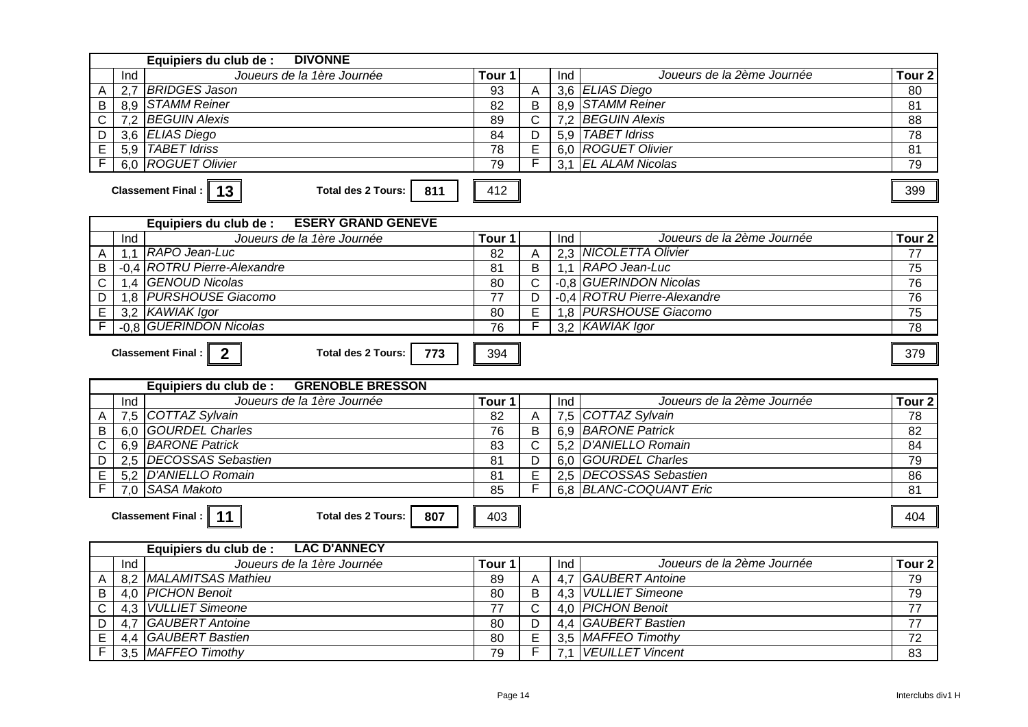| | Equipiers du club de : | DIVONNE | | | | | |
|---|---|---|---|---|---|---|---|
| | Ind | *Joueurs de la 1ère Journée* | Tour 1 | | Ind | *Joueurs de la 2ème Journée* | Tour 2 |
| A | 2,7 | *BRIDGES Jason* | 93 | A | 3,6 | *ELIAS Diego* | 80 |
| B | 8,9 | *STAMM Reiner* | 82 | B | 8,9 | *STAMM Reiner* | 81 |
| C | 7,2 | *BEGUIN Alexis* | 89 | C | 7,2 | *BEGUIN Alexis* | 88 |
| D | 3,6 | *ELIAS Diego* | 84 | D | 5,9 | *TABET Idriss* | 78 |
| E | 5,9 | *TABET Idriss* | 78 | E | 6,0 | *ROGUET Olivier* | 81 |
| F | 6,0 | *ROGUET Olivier* | 79 | F | 3,1 | *EL ALAM Nicolas* | 79 |

**Classement Final : 13** **Total des 2 Tours: 811** 412 399

| | Equipiers du club de : | ESERY GRAND GENEVE | | | | | |
|---|---|---|---|---|---|---|---|
| | Ind | *Joueurs de la 1ère Journée* | Tour 1 | | Ind | *Joueurs de la 2ème Journée* | Tour 2 |
| A | 1,1 | *RAPO Jean-Luc* | 82 | A | 2,3 | *NICOLETTA Olivier* | 77 |
| B | -0,4 | *ROTRU Pierre-Alexandre* | 81 | B | 1,1 | *RAPO Jean-Luc* | 75 |
| C | 1,4 | *GENOUD Nicolas* | 80 | C | -0,8 | *GUERINDON Nicolas* | 76 |
| D | 1,8 | *PURSHOUSE Giacomo* | 77 | D | -0,4 | *ROTRU Pierre-Alexandre* | 76 |
| E | 3,2 | *KAWIAK Igor* | 80 | E | 1,8 | *PURSHOUSE Giacomo* | 75 |
| F | -0,8 | *GUERINDON Nicolas* | 76 | F | 3,2 | *KAWIAK Igor* | 78 |

**Classement Final : 2** **Total des 2 Tours: 773** 394 379

| | Equipiers du club de : | GRENOBLE BRESSON | | | | | |
|---|---|---|---|---|---|---|---|
| | Ind | *Joueurs de la 1ère Journée* | Tour 1 | | Ind | *Joueurs de la 2ème Journée* | Tour 2 |
| A | 7,5 | *COTTAZ Sylvain* | 82 | A | 7,5 | *COTTAZ Sylvain* | 78 |
| B | 6,0 | *GOURDEL Charles* | 76 | B | 6,9 | *BARONE Patrick* | 82 |
| C | 6,9 | *BARONE Patrick* | 83 | C | 5,2 | *D'ANIELLO Romain* | 84 |
| D | 2,5 | *DECOSSAS Sebastien* | 81 | D | 6,0 | *GOURDEL Charles* | 79 |
| E | 5,2 | *D'ANIELLO Romain* | 81 | E | 2,5 | *DECOSSAS Sebastien* | 86 |
| F | 7,0 | *SASA Makoto* | 85 | F | 6,8 | *BLANC-COQUANT Eric* | 81 |

**Classement Final : 11** **Total des 2 Tours: 807** 403 404

| | Equipiers du club de : | LAC D'ANNECY | | | | | |
|---|---|---|---|---|---|---|---|
| | Ind | *Joueurs de la 1ère Journée* | Tour 1 | | Ind | *Joueurs de la 2ème Journée* | Tour 2 |
| A | 8,2 | *MALAMITSAS Mathieu* | 89 | A | 4,7 | *GAUBERT Antoine* | 79 |
| B | 4,0 | *PICHON Benoit* | 80 | B | 4,3 | *VULLIET Simeone* | 79 |
| C | 4,3 | *VULLIET Simeone* | 77 | C | 4,0 | *PICHON Benoit* | 77 |
| D | 4,7 | *GAUBERT Antoine* | 80 | D | 4,4 | *GAUBERT Bastien* | 77 |
| E | 4,4 | *GAUBERT Bastien* | 80 | E | 3,5 | *MAFFEO Timothy* | 72 |
| F | 3,5 | *MAFFEO Timothy* | 79 | F | 7,1 | *VEUILLET Vincent* | 83 |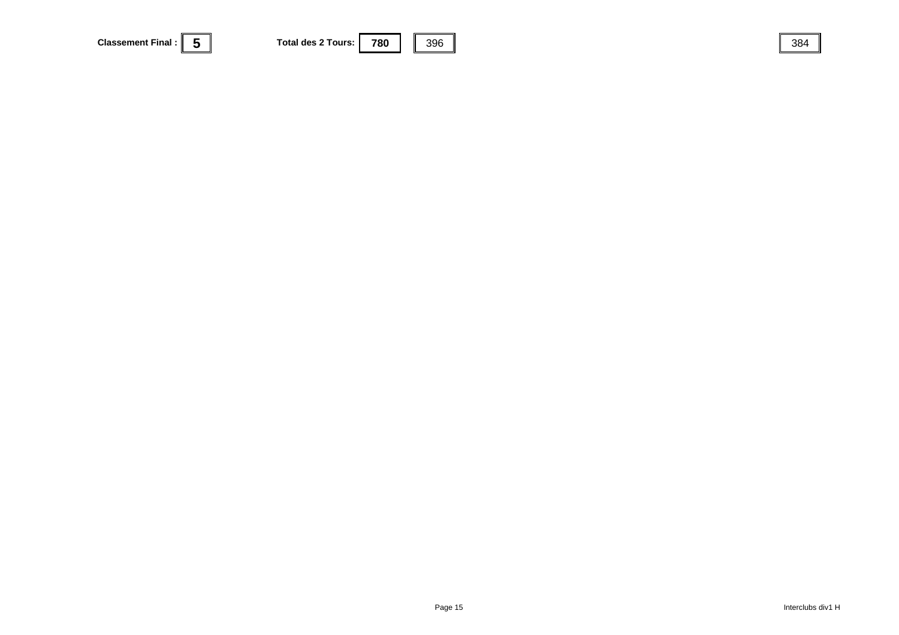**Classement Final :** **5** **Total des 2 Tours:** **780** 396 384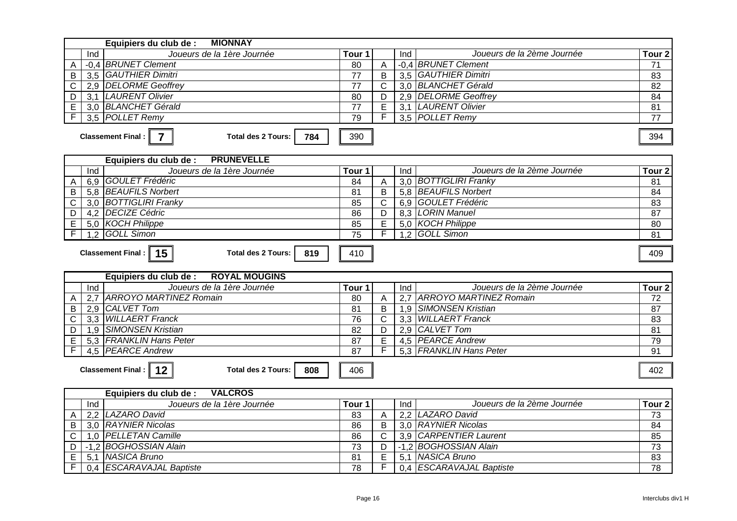**Equipiers du club de : MIONNAY**

| | Ind | Joueurs de la 1ère Journée | Tour 1 | | Ind | Joueurs de la 2ème Journée | Tour 2 |
|---|---|---|---|---|---|---|---|
| A | -0,4 | *BRUNET Clement* | 80 | A | -0,4 | *BRUNET Clement* | 71 |
| B | 3,5 | *GAUTHIER Dimitri* | 77 | B | 3,5 | *GAUTHIER Dimitri* | 83 |
| C | 2,9 | *DELORME Geoffrey* | 77 | C | 3,0 | *BLANCHET Gérald* | 82 |
| D | 3,1 | *LAURENT Olivier* | 80 | D | 2,9 | *DELORME Geoffrey* | 84 |
| E | 3,0 | *BLANCHET Gérald* | 77 | E | 3,1 | *LAURENT Olivier* | 81 |
| F | 3,5 | *POLLET Remy* | 79 | F | 3,5 | *POLLET Remy* | 77 |

**Classement Final : 7** **Total des 2 Tours: 784** 390 394

**Equipiers du club de : PRUNEVELLE**

| | Ind | Joueurs de la 1ère Journée | Tour 1 | | Ind | Joueurs de la 2ème Journée | Tour 2 |
|---|---|---|---|---|---|---|---|
| A | 6,9 | *GOULET Frédéric* | 84 | A | 3,0 | *BOTTIGLIRI Franky* | 81 |
| B | 5,8 | *BEAUFILS Norbert* | 81 | B | 5,8 | *BEAUFILS Norbert* | 84 |
| C | 3,0 | *BOTTIGLIRI Franky* | 85 | C | 6,9 | *GOULET Frédéric* | 83 |
| D | 4,2 | *DECIZE Cédric* | 86 | D | 8,3 | *LORIN Manuel* | 87 |
| E | 5,0 | *KOCH Philippe* | 85 | E | 5,0 | *KOCH Philippe* | 80 |
| F | 1,2 | *GOLL Simon* | 75 | F | 1,2 | *GOLL Simon* | 81 |

**Classement Final : 15** **Total des 2 Tours: 819** 410 409

**Equipiers du club de : ROYAL MOUGINS**

| | Ind | Joueurs de la 1ère Journée | Tour 1 | | Ind | Joueurs de la 2ème Journée | Tour 2 |
|---|---|---|---|---|---|---|---|
| A | 2,7 | *ARROYO MARTINEZ Romain* | 80 | A | 2,7 | *ARROYO MARTINEZ Romain* | 72 |
| B | 2,9 | *CALVET Tom* | 81 | B | 1,9 | *SIMONSEN Kristian* | 87 |
| C | 3,3 | *WILLAERT Franck* | 76 | C | 3,3 | *WILLAERT Franck* | 83 |
| D | 1,9 | *SIMONSEN Kristian* | 82 | D | 2,9 | *CALVET Tom* | 81 |
| E | 5,3 | *FRANKLIN Hans Peter* | 87 | E | 4,5 | *PEARCE Andrew* | 79 |
| F | 4,5 | *PEARCE Andrew* | 87 | F | 5,3 | *FRANKLIN Hans Peter* | 91 |

**Classement Final : 12** **Total des 2 Tours: 808** 406 402

**Equipiers du club de : VALCROS**

| | Ind | Joueurs de la 1ère Journée | Tour 1 | | Ind | Joueurs de la 2ème Journée | Tour 2 |
|---|---|---|---|---|---|---|---|
| A | 2,2 | *LAZARO David* | 83 | A | 2,2 | *LAZARO David* | 73 |
| B | 3,0 | *RAYNIER Nicolas* | 86 | B | 3,0 | *RAYNIER Nicolas* | 84 |
| C | 1,0 | *PELLETAN Camille* | 86 | C | 3,9 | *CARPENTIER Laurent* | 85 |
| D | -1,2 | *BOGHOSSIAN Alain* | 73 | D | -1,2 | *BOGHOSSIAN Alain* | 73 |
| E | 5,1 | *NASICA Bruno* | 81 | E | 5,1 | *NASICA Bruno* | 83 |
| F | 0,4 | *ESCARAVAJAL Baptiste* | 78 | F | 0,4 | *ESCARAVAJAL Baptiste* | 78 |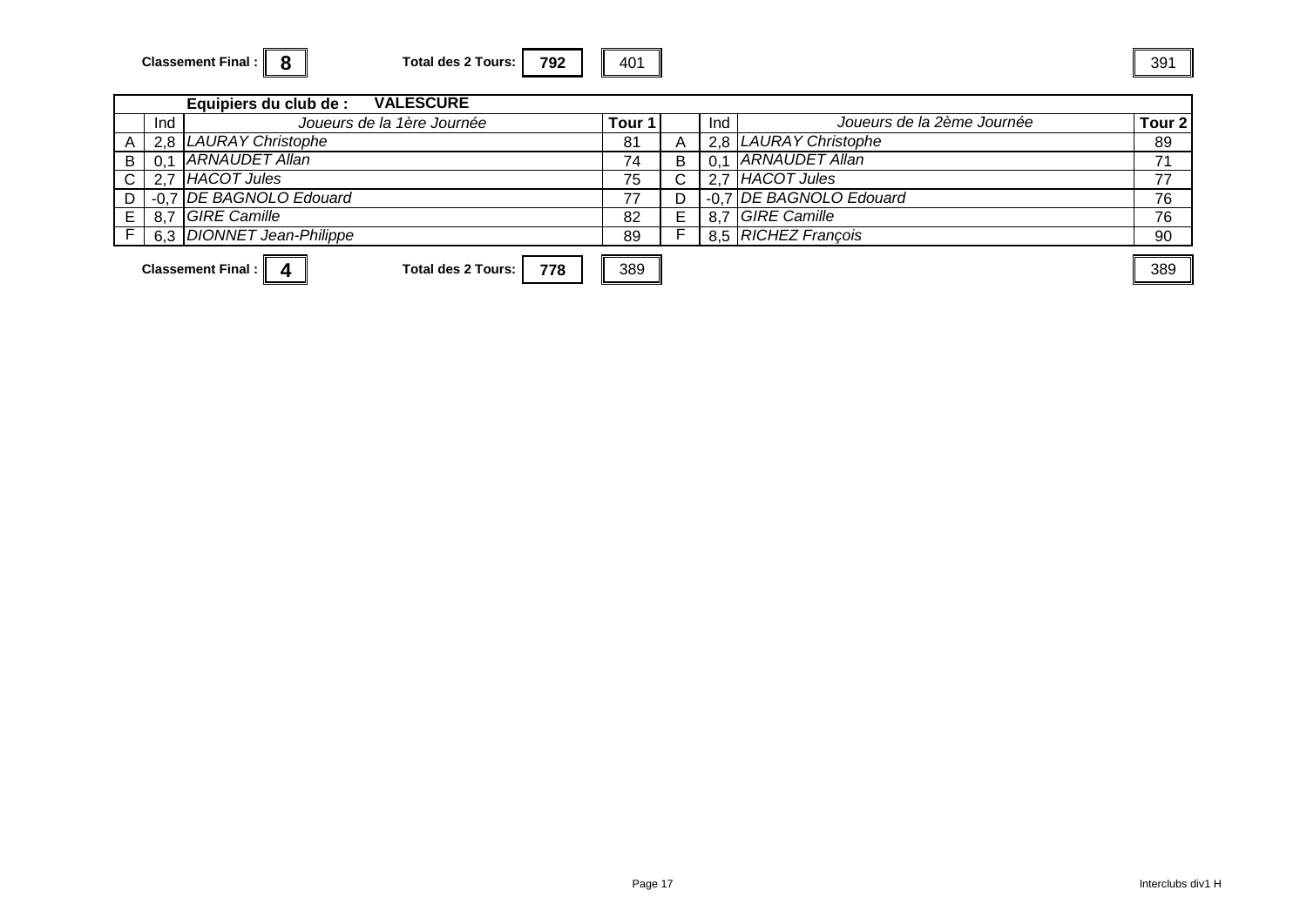**Classement Final : 8** **Total des 2 Tours: 792** 401 391

**Equipiers du club de : VALESCURE**

| | Ind | Joueurs de la 1ère Journée | Tour 1 | | Ind | Joueurs de la 2ème Journée | Tour 2 |
|---|---|---|---|---|---|---|---|
| A | 2,8 | *LAURAY Christophe* | 81 | A | 2,8 | *LAURAY Christophe* | 89 |
| B | 0,1 | *ARNAUDET Allan* | 74 | B | 0,1 | *ARNAUDET Allan* | 71 |
| C | 2,7 | *HACOT Jules* | 75 | C | 2,7 | *HACOT Jules* | 77 |
| D | -0,7 | *DE BAGNOLO Edouard* | 77 | D | -0,7 | *DE BAGNOLO Edouard* | 76 |
| E | 8,7 | *GIRE Camille* | 82 | E | 8,7 | *GIRE Camille* | 76 |
| F | 6,3 | *DIONNET Jean-Philippe* | 89 | F | 8,5 | *RICHEZ François* | 90 |

**Classement Final : 4** **Total des 2 Tours: 778** 389 389